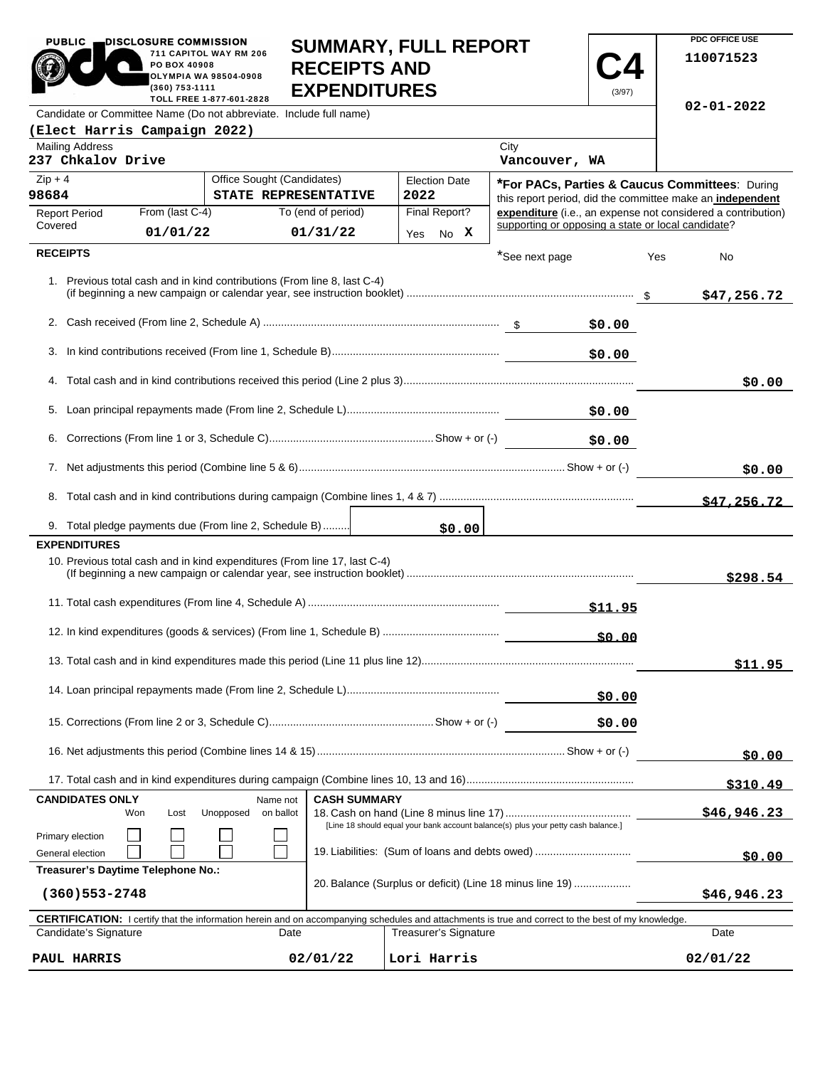PUBLIC DISCLOSURE COMMISSION
711 CAPITOL WAY RM 206
PO BOX 40908
OLYMPIA WA 98504-0908
(360) 753-1111
TOLL FREE 1-877-601-2828

# SUMMARY, FULL REPORT RECEIPTS AND EXPENDITURES

**C4** (3/97)

PDC OFFICE USE
110071523
02-01-2022

Candidate or Committee Name (Do not abbreviate. Include full name)
**(Elect Harris Campaign 2022)**

| Mailing Address | City |
|---|---|
| 237 Chkalov Drive | Vancouver, WA |

| Zip + 4 | Office Sought (Candidates) | Election Date |
|---|---|---|
| 98684 | STATE REPRESENTATIVE | 2022 |

| Report Period Covered | From (last C-4) | To (end of period) | Final Report? |
|---|---|---|---|
| | 01/01/22 | 01/31/22 | Yes No X |

***For PACs, Parties & Caucus Committees**: During this report period, did the committee make an **independent expenditure** (i.e., an expense not considered a contribution) supporting or opposing a state or local candidate?

*See next page Yes No

## RECEIPTS

| | | |
|---|---|---|
| 1. Previous total cash and in kind contributions (From line 8, last C-4) (if beginning a new campaign or calendar year, see instruction booklet) | | $47,256.72 |
| 2. Cash received (From line 2, Schedule A) | $0.00 | |
| 3. In kind contributions received (From line 1, Schedule B) | $0.00 | |
| 4. Total cash and in kind contributions received this period (Line 2 plus 3) | | $0.00 |
| 5. Loan principal repayments made (From line 2, Schedule L) | $0.00 | |
| 6. Corrections (From line 1 or 3, Schedule C) Show + or (-) | $0.00 | |
| 7. Net adjustments this period (Combine line 5 & 6) Show + or (-) | | $0.00 |
| 8. Total cash and in kind contributions during campaign (Combine lines 1, 4 & 7) | | $47,256.72 |
| 9. Total pledge payments due (From line 2, Schedule B) $0.00 | | |

## EXPENDITURES

| | | |
|---|---|---|
| 10. Previous total cash and in kind expenditures (From line 17, last C-4) (If beginning a new campaign or calendar year, see instruction booklet) | | $298.54 |
| 11. Total cash expenditures (From line 4, Schedule A) | $11.95 | |
| 12. In kind expenditures (goods & services) (From line 1, Schedule B) | $0.00 | |
| 13. Total cash and in kind expenditures made this period (Line 11 plus line 12) | | $11.95 |
| 14. Loan principal repayments made (From line 2, Schedule L) | $0.00 | |
| 15. Corrections (From line 2 or 3, Schedule C) Show + or (-) | $0.00 | |
| 16. Net adjustments this period (Combine lines 14 & 15) Show + or (-) | | $0.00 |
| 17. Total cash and in kind expenditures during campaign (Combine lines 10, 13 and 16) | | $310.49 |

**CANDIDATES ONLY**

| | Won | Lost | Unopposed | Name not on ballot |
|---|---|---|---|---|
| Primary election | ☐ | ☐ | ☐ | ☐ |
| General election | ☐ | ☐ | ☐ | ☐ |

**Treasurer's Daytime Telephone No.:** (360)553-2748

**CASH SUMMARY**

| | |
|---|---|
| 18. Cash on hand (Line 8 minus line 17) [Line 18 should equal your bank account balance(s) plus your petty cash balance.] | $46,946.23 |
| 19. Liabilities: (Sum of loans and debts owed) | $0.00 |
| 20. Balance (Surplus or deficit) (Line 18 minus line 19) | $46,946.23 |

**CERTIFICATION:** I certify that the information herein and on accompanying schedules and attachments is true and correct to the best of my knowledge.

| Candidate's Signature | Date | Treasurer's Signature | Date |
|---|---|---|---|
| PAUL HARRIS | 02/01/22 | Lori Harris | 02/01/22 |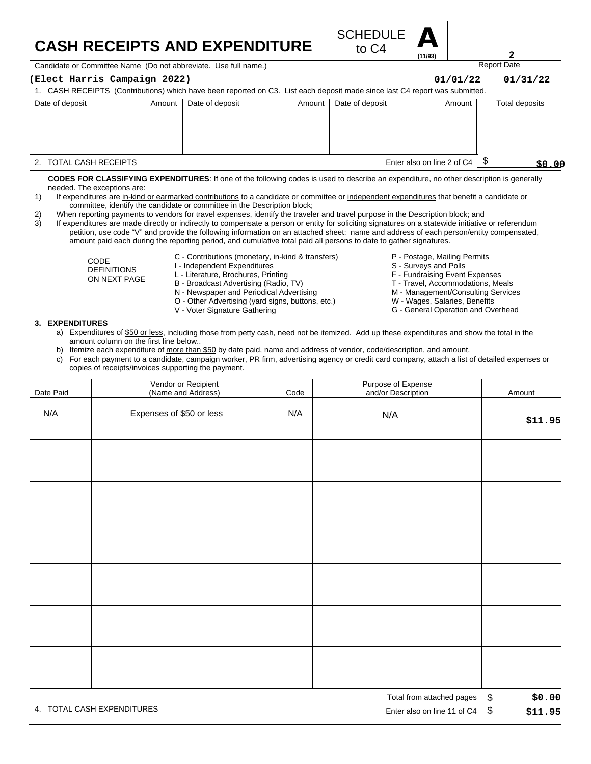# CASH RECEIPTS AND EXPENDITURE

SCHEDULE **A** to C4 (11/93)

Candidate or Committee Name (Do not abbreviate. Use full name.)

**(Elect Harris Campaign 2022)**

Report Date: 01/01/22 — 01/31/22

1. CASH RECEIPTS (Contributions) which have been reported on C3. List each deposit made since last C4 report was submitted.

| Date of deposit | Amount | Date of deposit | Amount | Date of deposit | Amount | Total deposits |
|---|---|---|---|---|---|---|
| | | | | | | |

2. TOTAL CASH RECEIPTS — Enter also on line 2 of C4 $ **$0.00**

**CODES FOR CLASSIFYING EXPENDITURES**: If one of the following codes is used to describe an expenditure, no other description is generally needed. The exceptions are:

1) If expenditures are in-kind or earmarked contributions to a candidate or committee or independent expenditures that benefit a candidate or committee, identify the candidate or committee in the Description block;
2) When reporting payments to vendors for travel expenses, identify the traveler and travel purpose in the Description block; and
3) If expenditures are made directly or indirectly to compensate a person or entity for soliciting signatures on a statewide initiative or referendum petition, use code "V" and provide the following information on an attached sheet: name and address of each person/entity compensated, amount paid each during the reporting period, and cumulative total paid all persons to date to gather signatures.

CODE DEFINITIONS ON NEXT PAGE

- C - Contributions (monetary, in-kind & transfers)
- I - Independent Expenditures
- L - Literature, Brochures, Printing
- B - Broadcast Advertising (Radio, TV)
- N - Newspaper and Periodical Advertising
- O - Other Advertising (yard signs, buttons, etc.)
- V - Voter Signature Gathering
- P - Postage, Mailing Permits
- S - Surveys and Polls
- F - Fundraising Event Expenses
- T - Travel, Accommodations, Meals
- M - Management/Consulting Services
- W - Wages, Salaries, Benefits
- G - General Operation and Overhead

**3. EXPENDITURES**

a) Expenditures of $50 or less, including those from petty cash, need not be itemized. Add up these expenditures and show the total in the amount column on the first line below..
b) Itemize each expenditure of more than $50 by date paid, name and address of vendor, code/description, and amount.
c) For each payment to a candidate, campaign worker, PR firm, advertising agency or credit card company, attach a list of detailed expenses or copies of receipts/invoices supporting the payment.

| Date Paid | Vendor or Recipient (Name and Address) | Code | Purpose of Expense and/or Description | Amount |
|---|---|---|---|---|
| N/A | Expenses of $50 or less | N/A | N/A | **$11.95** |
| | | | | |
| | | | | |
| | | | | |
| | | | | |
| | | | | |
| | | | | |

Total from attached pages $ **$0.00**

4. TOTAL CASH EXPENDITURES — Enter also on line 11 of C4 $ **$11.95**